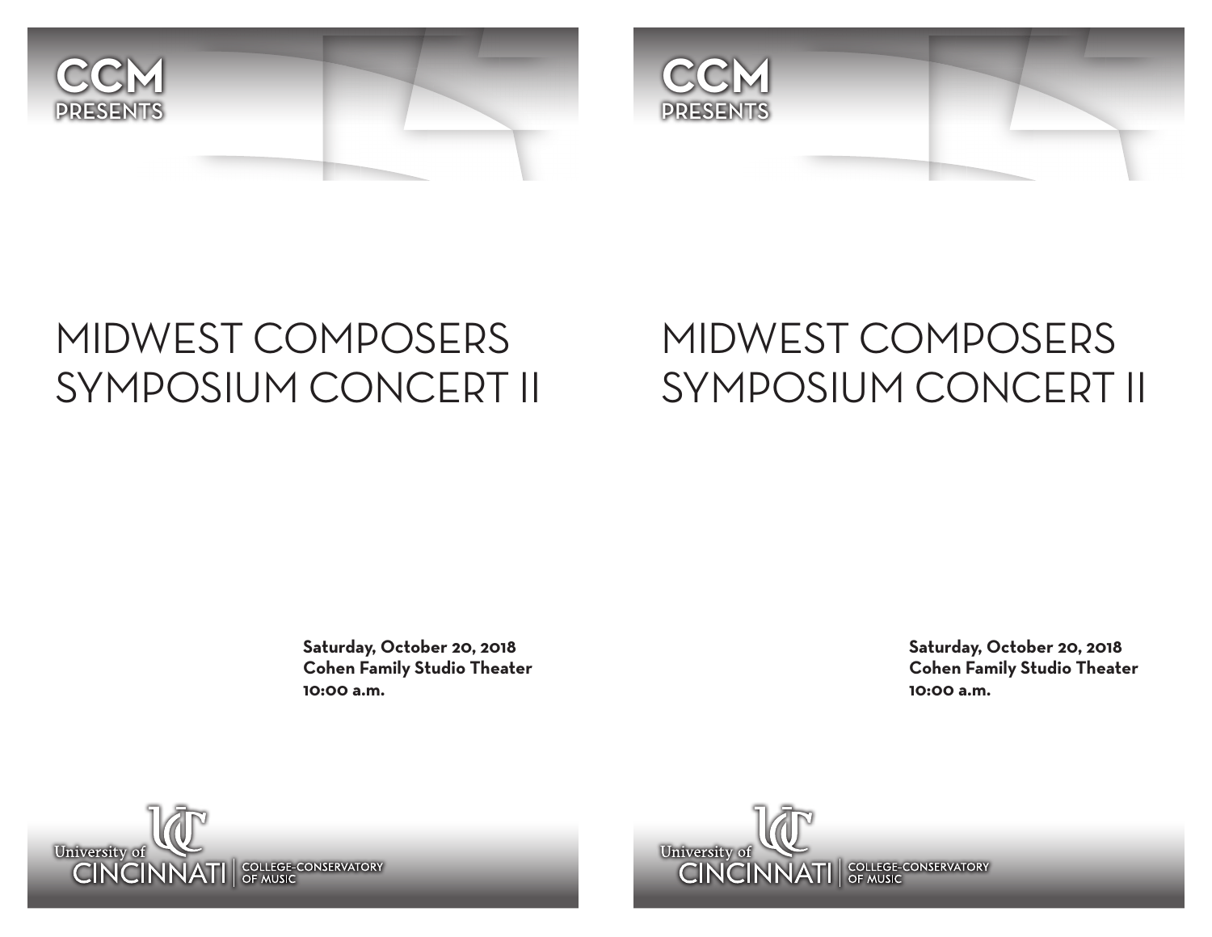CCM
PRESENTS

# MIDWEST COMPOSERS SYMPOSIUM CONCERT II

**Saturday, October 20, 2018**
**Cohen Family Studio Theater**
**10:00 a.m.**

University of CINCINNATI | COLLEGE-CONSERVATORY OF MUSIC

CCM
PRESENTS

# MIDWEST COMPOSERS SYMPOSIUM CONCERT II

**Saturday, October 20, 2018**
**Cohen Family Studio Theater**
**10:00 a.m.**

University of CINCINNATI | COLLEGE-CONSERVATORY OF MUSIC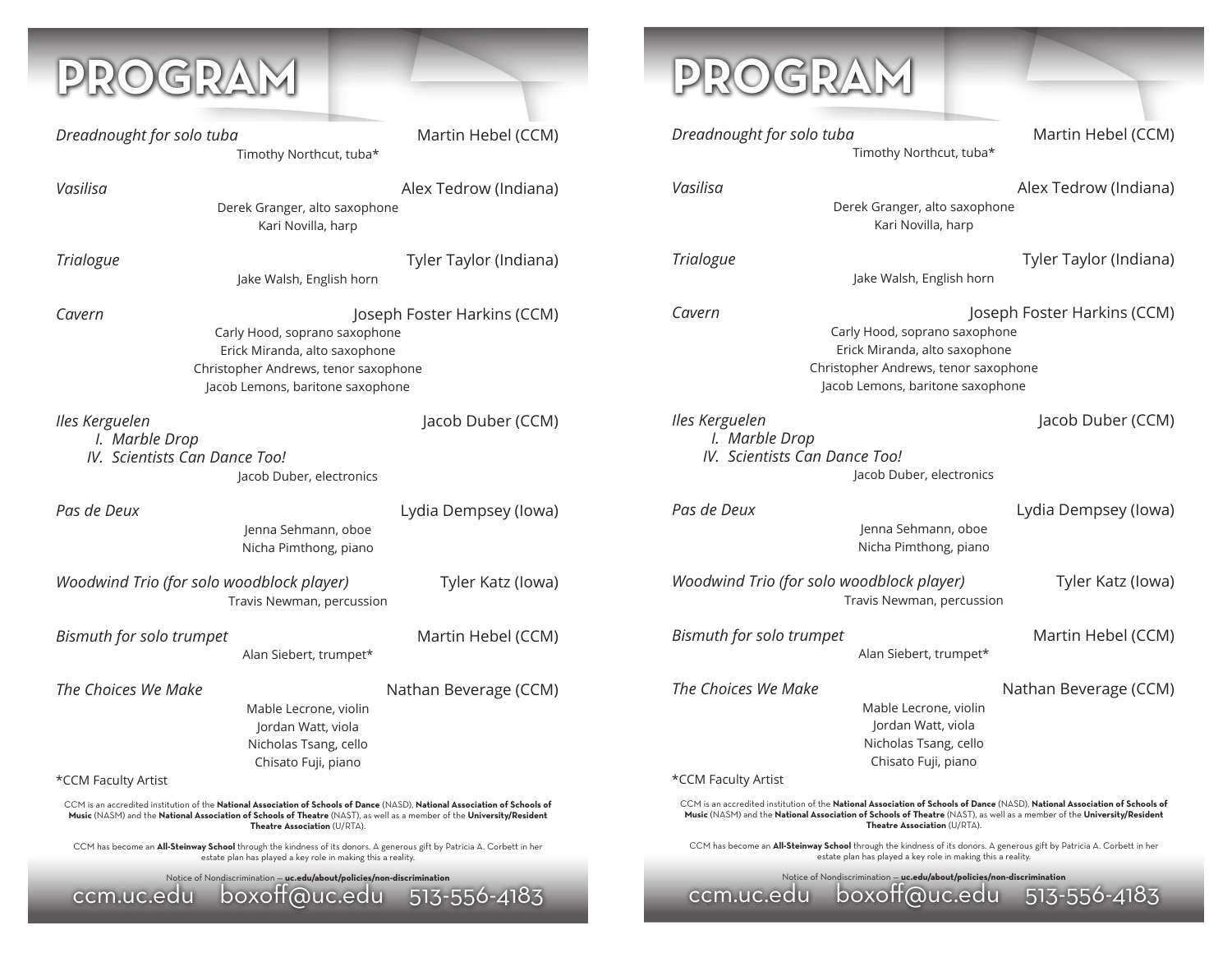# PROGRAM

*Dreadnought for solo tuba* — Martin Hebel (CCM)
Timothy Northcut, tuba*

*Vasilisa* — Alex Tedrow (Indiana)
Derek Granger, alto saxophone
Kari Novilla, harp

*Trialogue* — Tyler Taylor (Indiana)
Jake Walsh, English horn

*Cavern* — Joseph Foster Harkins (CCM)
Carly Hood, soprano saxophone
Erick Miranda, alto saxophone
Christopher Andrews, tenor saxophone
Jacob Lemons, baritone saxophone

*Iles Kerguelen* — Jacob Duber (CCM)
*I. Marble Drop*
*IV. Scientists Can Dance Too!*
Jacob Duber, electronics

*Pas de Deux* — Lydia Dempsey (Iowa)
Jenna Sehmann, oboe
Nicha Pimthong, piano

*Woodwind Trio (for solo woodblock player)* — Tyler Katz (Iowa)
Travis Newman, percussion

*Bismuth for solo trumpet* — Martin Hebel (CCM)
Alan Siebert, trumpet*

*The Choices We Make* — Nathan Beverage (CCM)
Mable Lecrone, violin
Jordan Watt, viola
Nicholas Tsang, cello
Chisato Fuji, piano

*CCM Faculty Artist

CCM is an accredited institution of the **National Association of Schools of Dance** (NASD), **National Association of Schools of Music** (NASM) and the **National Association of Schools of Theatre** (NAST), as well as a member of the **University/Resident Theatre Association** (U/RTA).

CCM has become an **All-Steinway School** through the kindness of its donors. A generous gift by Patricia A. Corbett in her estate plan has played a key role in making this a reality.

Notice of Nondiscrimination — **uc.edu/about/policies/non-discrimination**

ccm.uc.edu boxoff@uc.edu 513-556-4183

# PROGRAM

*Dreadnought for solo tuba* — Martin Hebel (CCM)
Timothy Northcut, tuba*

*Vasilisa* — Alex Tedrow (Indiana)
Derek Granger, alto saxophone
Kari Novilla, harp

*Trialogue* — Tyler Taylor (Indiana)
Jake Walsh, English horn

*Cavern* — Joseph Foster Harkins (CCM)
Carly Hood, soprano saxophone
Erick Miranda, alto saxophone
Christopher Andrews, tenor saxophone
Jacob Lemons, baritone saxophone

*Iles Kerguelen* — Jacob Duber (CCM)
*I. Marble Drop*
*IV. Scientists Can Dance Too!*
Jacob Duber, electronics

*Pas de Deux* — Lydia Dempsey (Iowa)
Jenna Sehmann, oboe
Nicha Pimthong, piano

*Woodwind Trio (for solo woodblock player)* — Tyler Katz (Iowa)
Travis Newman, percussion

*Bismuth for solo trumpet* — Martin Hebel (CCM)
Alan Siebert, trumpet*

*The Choices We Make* — Nathan Beverage (CCM)
Mable Lecrone, violin
Jordan Watt, viola
Nicholas Tsang, cello
Chisato Fuji, piano

*CCM Faculty Artist

CCM is an accredited institution of the **National Association of Schools of Dance** (NASD), **National Association of Schools of Music** (NASM) and the **National Association of Schools of Theatre** (NAST), as well as a member of the **University/Resident Theatre Association** (U/RTA).

CCM has become an **All-Steinway School** through the kindness of its donors. A generous gift by Patricia A. Corbett in her estate plan has played a key role in making this a reality.

Notice of Nondiscrimination — **uc.edu/about/policies/non-discrimination**

ccm.uc.edu boxoff@uc.edu 513-556-4183